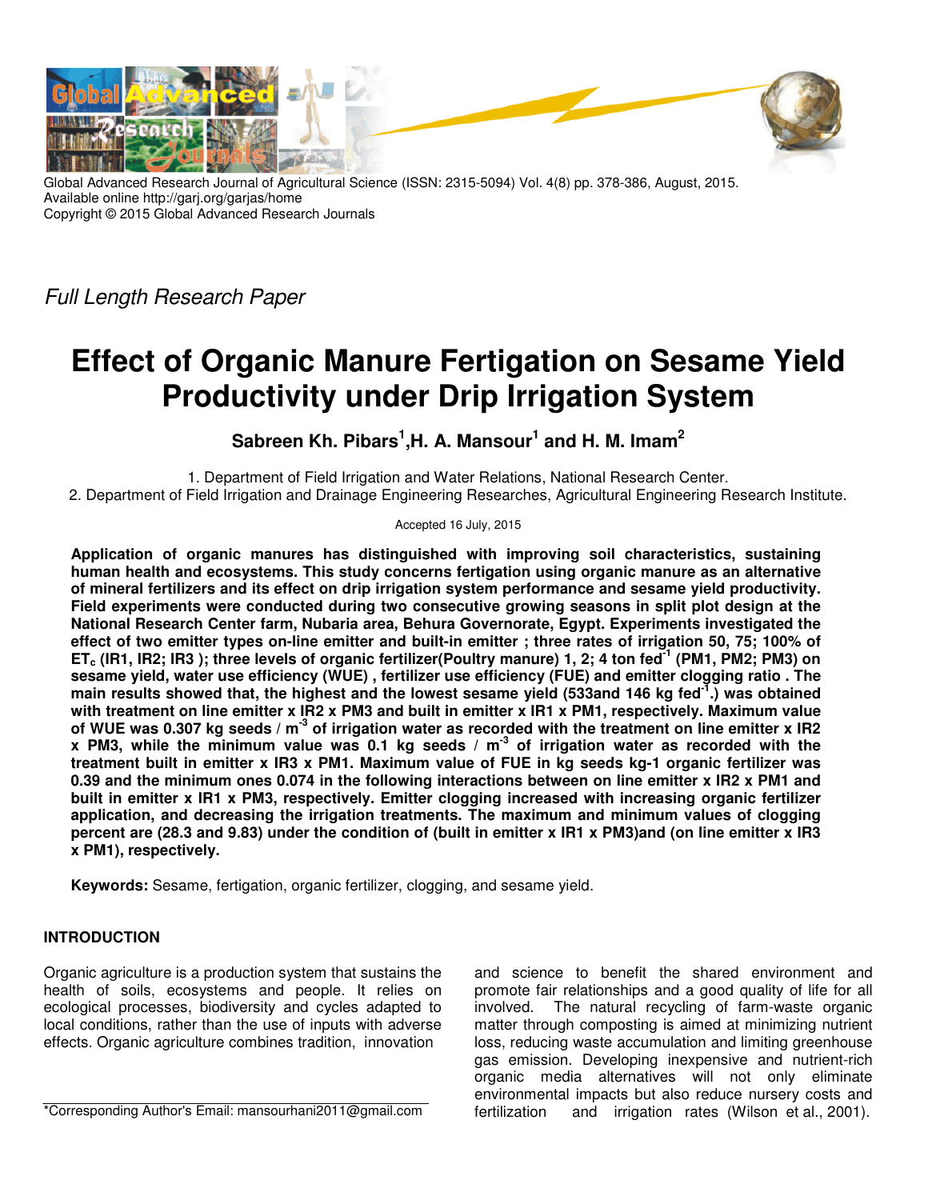Global Advanced Research Journal of Agricultural Science (ISSN: 2315-5094) Vol. 4(8) pp. 378-386, August, 2015.
Available online http://garj.org/garjas/home
Copyright © 2015 Global Advanced Research Journals

*Full Length Research Paper*

# Effect of Organic Manure Fertigation on Sesame Yield Productivity under Drip Irrigation System

**Sabreen Kh. Pibars[1],H. A. Mansour[1] and H. M. Imam[2]**

1. Department of Field Irrigation and Water Relations, National Research Center.
2. Department of Field Irrigation and Drainage Engineering Researches, Agricultural Engineering Research Institute.

Accepted 16 July, 2015

**Application of organic manures has distinguished with improving soil characteristics, sustaining human health and ecosystems. This study concerns fertigation using organic manure as an alternative of mineral fertilizers and its effect on drip irrigation system performance and sesame yield productivity. Field experiments were conducted during two consecutive growing seasons in split plot design at the National Research Center farm, Nubaria area, Behura Governorate, Egypt. Experiments investigated the effect of two emitter types on-line emitter and built-in emitter ; three rates of irrigation 50, 75; 100% of $ET_c$ (IR1, IR2; IR3 ); three levels of organic fertilizer(Poultry manure) 1, 2; 4 ton $fed^{-1}$ (PM1, PM2; PM3) on sesame yield, water use efficiency (WUE) , fertilizer use efficiency (FUE) and emitter clogging ratio . The main results showed that, the highest and the lowest sesame yield (533and 146 kg $fed^{-1}$.) was obtained with treatment on line emitter x IR2 x PM3 and built in emitter x IR1 x PM1, respectively. Maximum value of WUE was 0.307 kg seeds / $m^{-3}$ of irrigation water as recorded with the treatment on line emitter x IR2 x PM3, while the minimum value was 0.1 kg seeds / $m^{-3}$ of irrigation water as recorded with the treatment built in emitter x IR3 x PM1. Maximum value of FUE in kg seeds kg-1 organic fertilizer was 0.39 and the minimum ones 0.074 in the following interactions between on line emitter x IR2 x PM1 and built in emitter x IR1 x PM3, respectively. Emitter clogging increased with increasing organic fertilizer application, and decreasing the irrigation treatments. The maximum and minimum values of clogging percent are (28.3 and 9.83) under the condition of (built in emitter x IR1 x PM3)and (on line emitter x IR3 x PM1), respectively.**

**Keywords:** Sesame, fertigation, organic fertilizer, clogging, and sesame yield.

## INTRODUCTION

Organic agriculture is a production system that sustains the health of soils, ecosystems and people. It relies on ecological processes, biodiversity and cycles adapted to local conditions, rather than the use of inputs with adverse effects. Organic agriculture combines tradition, innovation and science to benefit the shared environment and promote fair relationships and a good quality of life for all involved. The natural recycling of farm-waste organic matter through composting is aimed at minimizing nutrient loss, reducing waste accumulation and limiting greenhouse gas emission. Developing inexpensive and nutrient-rich organic media alternatives will not only eliminate environmental impacts but also reduce nursery costs and fertilization and irrigation rates (Wilson et al., 2001).

*Corresponding Author's Email: mansourhani2011@gmail.com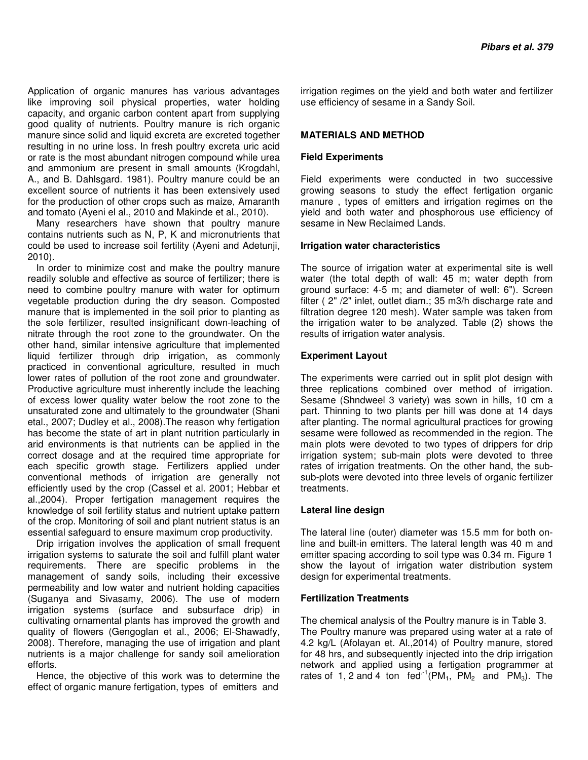Application of organic manures has various advantages like improving soil physical properties, water holding capacity, and organic carbon content apart from supplying good quality of nutrients. Poultry manure is rich organic manure since solid and liquid excreta are excreted together resulting in no urine loss. In fresh poultry excreta uric acid or rate is the most abundant nitrogen compound while urea and ammonium are present in small amounts (Krogdahl, A., and B. Dahlsgard. 1981). Poultry manure could be an excellent source of nutrients it has been extensively used for the production of other crops such as maize, Amaranth and tomato (Ayeni el al., 2010 and Makinde et al., 2010).

Many researchers have shown that poultry manure contains nutrients such as N, P, K and micronutrients that could be used to increase soil fertility (Ayeni and Adetunji, 2010).

In order to minimize cost and make the poultry manure readily soluble and effective as source of fertilizer; there is need to combine poultry manure with water for optimum vegetable production during the dry season. Composted manure that is implemented in the soil prior to planting as the sole fertilizer, resulted insignificant down-leaching of nitrate through the root zone to the groundwater. On the other hand, similar intensive agriculture that implemented liquid fertilizer through drip irrigation, as commonly practiced in conventional agriculture, resulted in much lower rates of pollution of the root zone and groundwater. Productive agriculture must inherently include the leaching of excess lower quality water below the root zone to the unsaturated zone and ultimately to the groundwater (Shani etal., 2007; Dudley et al., 2008).The reason why fertigation has become the state of art in plant nutrition particularly in arid environments is that nutrients can be applied in the correct dosage and at the required time appropriate for each specific growth stage. Fertilizers applied under conventional methods of irrigation are generally not efficiently used by the crop (Cassel et al. 2001; Hebbar et al.,2004). Proper fertigation management requires the knowledge of soil fertility status and nutrient uptake pattern of the crop. Monitoring of soil and plant nutrient status is an essential safeguard to ensure maximum crop productivity.

Drip irrigation involves the application of small frequent irrigation systems to saturate the soil and fulfill plant water requirements. There are specific problems in the management of sandy soils, including their excessive permeability and low water and nutrient holding capacities (Suganya and Sivasamy, 2006). The use of modern irrigation systems (surface and subsurface drip) in cultivating ornamental plants has improved the growth and quality of flowers (Gengoglan et al., 2006; El-Shawadfy, 2008). Therefore, managing the use of irrigation and plant nutrients is a major challenge for sandy soil amelioration efforts.

Hence, the objective of this work was to determine the effect of organic manure fertigation, types of emitters and irrigation regimes on the yield and both water and fertilizer use efficiency of sesame in a Sandy Soil.

## MATERIALS AND METHOD

### Field Experiments

Field experiments were conducted in two successive growing seasons to study the effect fertigation organic manure , types of emitters and irrigation regimes on the yield and both water and phosphorous use efficiency of sesame in New Reclaimed Lands.

### Irrigation water characteristics

The source of irrigation water at experimental site is well water (the total depth of wall: 45 m; water depth from ground surface: 4-5 m; and diameter of well: 6"). Screen filter ( 2" /2" inlet, outlet diam.; 35 m3/h discharge rate and filtration degree 120 mesh). Water sample was taken from the irrigation water to be analyzed. Table (2) shows the results of irrigation water analysis.

### Experiment Layout

The experiments were carried out in split plot design with three replications combined over method of irrigation. Sesame (Shndweel 3 variety) was sown in hills, 10 cm a part. Thinning to two plants per hill was done at 14 days after planting. The normal agricultural practices for growing sesame were followed as recommended in the region. The main plots were devoted to two types of drippers for drip irrigation system; sub-main plots were devoted to three rates of irrigation treatments. On the other hand, the sub-sub-plots were devoted into three levels of organic fertilizer treatments.

### Lateral line design

The lateral line (outer) diameter was 15.5 mm for both on-line and built-in emitters. The lateral length was 40 m and emitter spacing according to soil type was 0.34 m. Figure 1 show the layout of irrigation water distribution system design for experimental treatments.

### Fertilization Treatments

The chemical analysis of the Poultry manure is in Table 3.
The Poultry manure was prepared using water at a rate of 4.2 kg/L (Afolayan et. Al.,2014) of Poultry manure, stored for 48 hrs, and subsequently injected into the drip irrigation network and applied using a fertigation programmer at rates of 1, 2 and 4 ton $fed^{-1}$($PM_1$, $PM_2$ and $PM_3$). The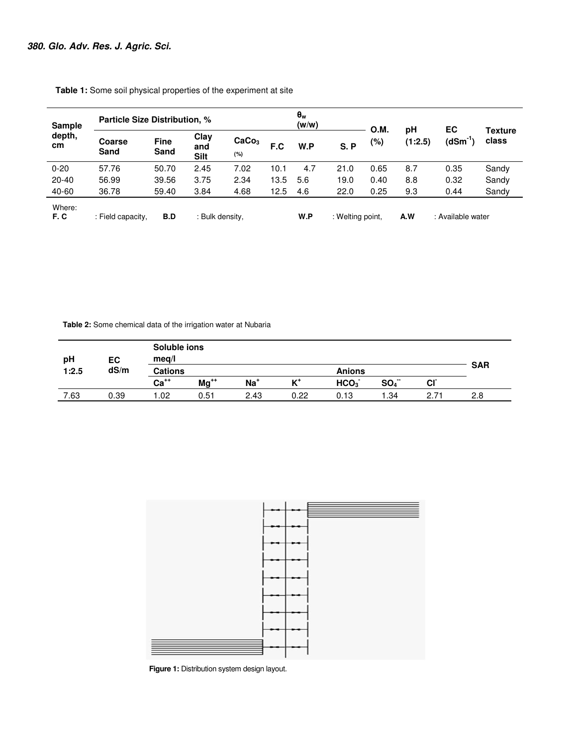**Table 1:** Some soil physical properties of the experiment at site

| Sample depth, cm | Particle Size Distribution, % | | | | $\theta_w$ (w/w) | | | O.M. (%) | pH (1:2.5) | EC ($dSm^{-1}$) | Texture class |
|---|---|---|---|---|---|---|---|---|---|---|---|
| | Coarse Sand | Fine Sand | Clay and Silt | $CaCo_3$ (%) | F.C | W.P | S. P | | | | |
| 0-20 | 57.76 | 50.70 | 2.45 | 7.02 | 10.1 | 4.7 | 21.0 | 0.65 | 8.7 | 0.35 | Sandy |
| 20-40 | 56.99 | 39.56 | 3.75 | 2.34 | 13.5 | 5.6 | 19.0 | 0.40 | 8.8 | 0.32 | Sandy |
| 40-60 | 36.78 | 59.40 | 3.84 | 4.68 | 12.5 | 4.6 | 22.0 | 0.25 | 9.3 | 0.44 | Sandy |

Where:
**F. C** : Field capacity, **B.D** : Bulk density, **W.P** : Welting point, **A.W** : Available water

**Table 2:** Some chemical data of the irrigation water at Nubaria

| pH 1:2.5 | EC dS/m | Soluble ions meq/l | | | | | | | SAR |
|---|---|---|---|---|---|---|---|---|---|
| | | Cations | | | | Anions | | | |
| | | $Ca^{++}$ | $Mg^{++}$ | $Na^{+}$ | $K^{+}$ | $HCO_3^{-}$ | $SO_4^{--}$ | $Cl^{-}$ | |
| 7.63 | 0.39 | 1.02 | 0.51 | 2.43 | 0.22 | 0.13 | 1.34 | 2.71 | 2.8 |

**Figure 1:** Distribution system design layout.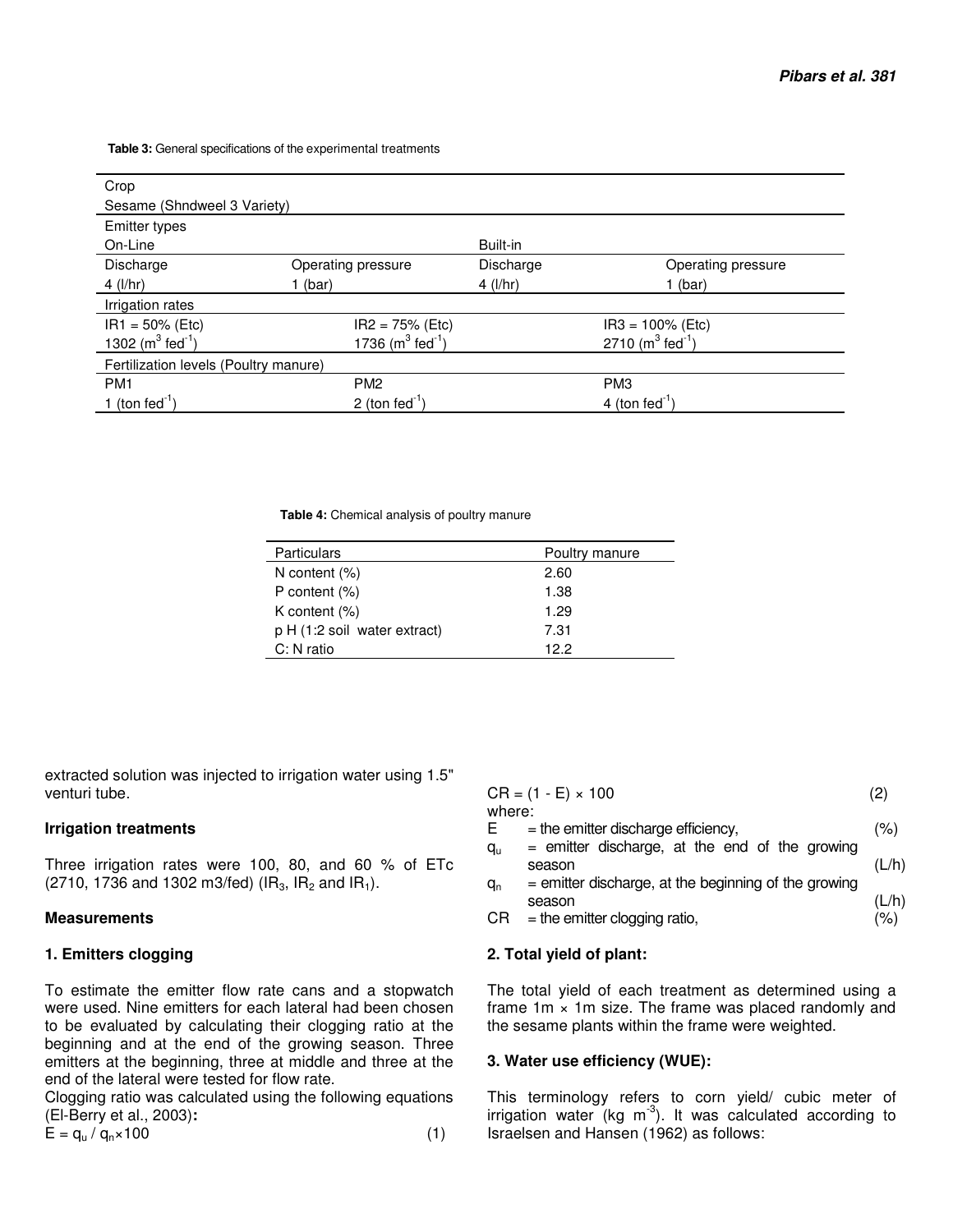**Table 3:** General specifications of the experimental treatments

| Crop | | | |
|---|---|---|---|
| Sesame (Shndweel 3 Variety) | | | |
| **Emitter types** | | | |
| On-Line | | Built-in | |
| Discharge | Operating pressure | Discharge | Operating pressure |
| 4 (l/hr) | 1 (bar) | 4 (l/hr) | 1 (bar) |
| **Irrigation rates** | | | |
| IR1 = 50% (Etc) | IR2 = 75% (Etc) | IR3 = 100% (Etc) | |
| 1302 ($m^3$ $fed^{-1}$) | 1736 ($m^3$ $fed^{-1}$) | 2710 ($m^3$ $fed^{-1}$) | |
| **Fertilization levels (Poultry manure)** | | | |
| PM1 | PM2 | PM3 | |
| 1 (ton $fed^{-1}$) | 2 (ton $fed^{-1}$) | 4 (ton $fed^{-1}$) | |

**Table 4:** Chemical analysis of poultry manure

| Particulars | Poultry manure |
|---|---|
| N content (%) | 2.60 |
| P content (%) | 1.38 |
| K content (%) | 1.29 |
| p H (1:2 soil water extract) | 7.31 |
| C: N ratio | 12.2 |

extracted solution was injected to irrigation water using 1.5" venturi tube.

### Irrigation treatments

Three irrigation rates were 100, 80, and 60 % of ETc (2710, 1736 and 1302 m3/fed) ($IR_3$, $IR_2$ and $IR_1$).

### Measurements

### 1. Emitters clogging

To estimate the emitter flow rate cans and a stopwatch were used. Nine emitters for each lateral had been chosen to be evaluated by calculating their clogging ratio at the beginning and at the end of the growing season. Three emitters at the beginning, three at middle and three at the end of the lateral were tested for flow rate.

Clogging ratio was calculated using the following equations (El-Berry et al., 2003)**:**

$$E = q_u / q_n \times 100 \quad (1)$$

$$CR = (1 - E) \times 100 \quad (2)$$

where:

- $E$ = the emitter discharge efficiency, (%)
- $q_u$ = emitter discharge, at the end of the growing season (L/h)
- $q_n$ = emitter discharge, at the beginning of the growing season (L/h)
- $CR$ = the emitter clogging ratio, (%)

### 2. Total yield of plant:

The total yield of each treatment as determined using a frame 1m × 1m size. The frame was placed randomly and the sesame plants within the frame were weighted.

### 3. Water use efficiency (WUE):

This terminology refers to corn yield/ cubic meter of irrigation water (kg $m^{-3}$). It was calculated according to Israelsen and Hansen (1962) as follows: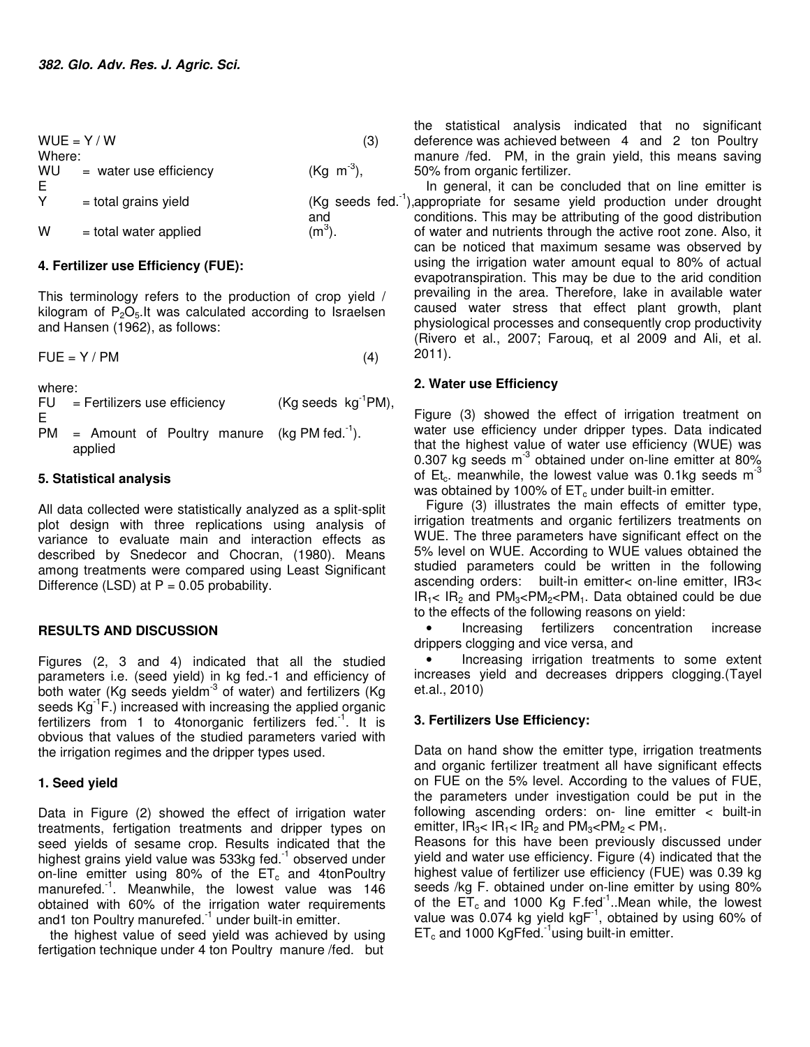$$WUE = Y / W \tag{3}$$

Where:

| | | |
|---|---|---|
| WUE | = water use efficiency | (Kg $m^{-3}$), |
| Y | = total grains yield | (Kg seeds $fed.^{-1}$), and |
| W | = total water applied | ($m^3$). |

### 4. Fertilizer use Efficiency (FUE):

This terminology refers to the production of crop yield / kilogram of $P_2O_5$. It was calculated according to Israelsen and Hansen (1962), as follows:

$$FUE = Y / PM \tag{4}$$

where:

| | | |
|---|---|---|
| FUE | = Fertilizers use efficiency | (Kg seeds $kg^{-1}$PM), |
| PM | = Amount of Poultry manure applied | (kg PM $fed.^{-1}$). |

### 5. Statistical analysis

All data collected were statistically analyzed as a split-split plot design with three replications using analysis of variance to evaluate main and interaction effects as described by Snedecor and Chocran, (1980). Means among treatments were compared using Least Significant Difference (LSD) at P = 0.05 probability.

## RESULTS AND DISCUSSION

Figures (2, 3 and 4) indicated that all the studied parameters i.e. (seed yield) in kg fed.-1 and efficiency of both water (Kg seeds yield$m^{-3}$ of water) and fertilizers (Kg seeds $Kg^{-1}$F.) increased with increasing the applied organic fertilizers from 1 to 4tonorganic fertilizers $fed.^{-1}$. It is obvious that values of the studied parameters varied with the irrigation regimes and the dripper types used.

### 1. Seed yield

Data in Figure (2) showed the effect of irrigation water treatments, fertigation treatments and dripper types on seed yields of sesame crop. Results indicated that the highest grains yield value was 533kg $fed.^{-1}$ observed under on-line emitter using 80% of the $ET_c$ and 4tonPoultry manure$fed.^{-1}$. Meanwhile, the lowest value was 146 obtained with 60% of the irrigation water requirements and1 ton Poultry manure$fed.^{-1}$ under built-in emitter.

the highest value of seed yield was achieved by using fertigation technique under 4 ton Poultry manure /fed. but the statistical analysis indicated that no significant deference was achieved between 4 and 2 ton Poultry manure /fed. PM, in the grain yield, this means saving 50% from organic fertilizer.

In general, it can be concluded that on line emitter is appropriate for sesame yield production under drought conditions. This may be attributing of the good distribution of water and nutrients through the active root zone. Also, it can be noticed that maximum sesame was observed by using the irrigation water amount equal to 80% of actual evapotranspiration. This may be due to the arid condition prevailing in the area. Therefore, lake in available water caused water stress that effect plant growth, plant physiological processes and consequently crop productivity (Rivero et al., 2007; Farouq, et al 2009 and Ali, et al. 2011).

### 2. Water use Efficiency

Figure (3) showed the effect of irrigation treatment on water use efficiency under dripper types. Data indicated that the highest value of water use efficiency (WUE) was 0.307 kg seeds $m^{-3}$ obtained under on-line emitter at 80% of $Et_c$. meanwhile, the lowest value was 0.1kg seeds $m^{-3}$ was obtained by 100% of $ET_c$ under built-in emitter.

Figure (3) illustrates the main effects of emitter type, irrigation treatments and organic fertilizers treatments on WUE. The three parameters have significant effect on the 5% level on WUE. According to WUE values obtained the studied parameters could be written in the following ascending orders: built-in emitter< on-line emitter, $IR_3 < IR_1 < IR_2$ and $PM_3 < PM_2 < PM_1$. Data obtained could be due to the effects of the following reasons on yield:

- Increasing fertilizers concentration increase drippers clogging and vice versa, and
- Increasing irrigation treatments to some extent increases yield and decreases drippers clogging.(Tayel et.al., 2010)

### 3. Fertilizers Use Efficiency:

Data on hand show the emitter type, irrigation treatments and organic fertilizer treatment all have significant effects on FUE on the 5% level. According to the values of FUE, the parameters under investigation could be put in the following ascending orders: on- line emitter < built-in emitter, $IR_3 < IR_1 < IR_2$ and $PM_3 < PM_2 < PM_1$.

Reasons for this have been previously discussed under yield and water use efficiency. Figure (4) indicated that the highest value of fertilizer use efficiency (FUE) was 0.39 kg seeds /kg F. obtained under on-line emitter by using 80% of the $ET_c$ and 1000 Kg F.$fed^{-1}$..Mean while, the lowest value was 0.074 kg yield $kgF^{-1}$, obtained by using 60% of $ET_c$ and 1000 KgF$fed.^{-1}$using built-in emitter.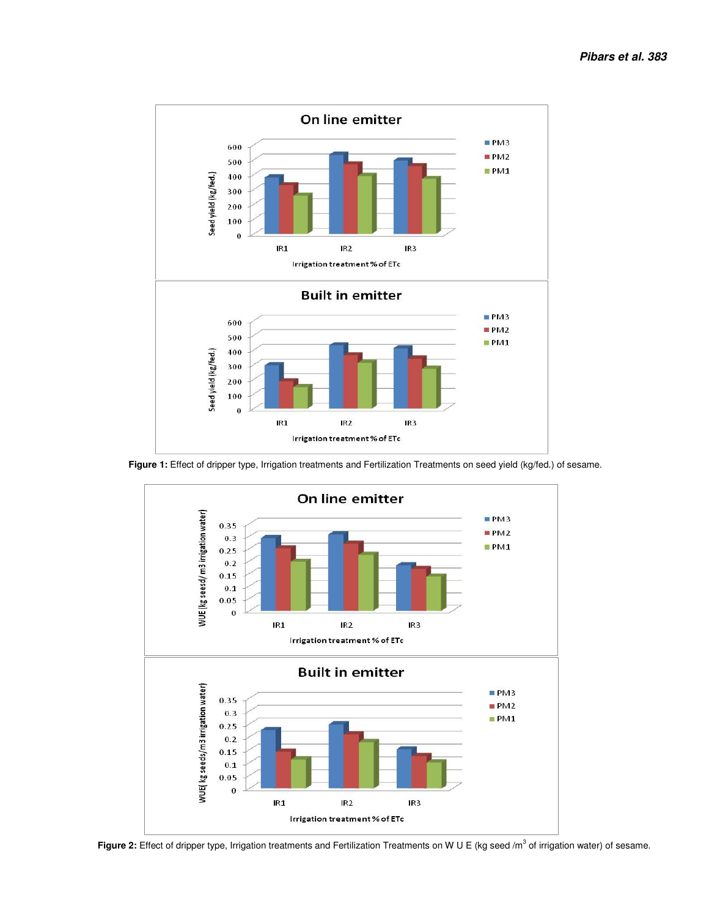**Figure 1:** Effect of dripper type, Irrigation treatments and Fertilization Treatments on seed yield (kg/fed.) of sesame.

**Figure 2:** Effect of dripper type, Irrigation treatments and Fertilization Treatments on W U E (kg seed /m$^3$ of irrigation water) of sesame.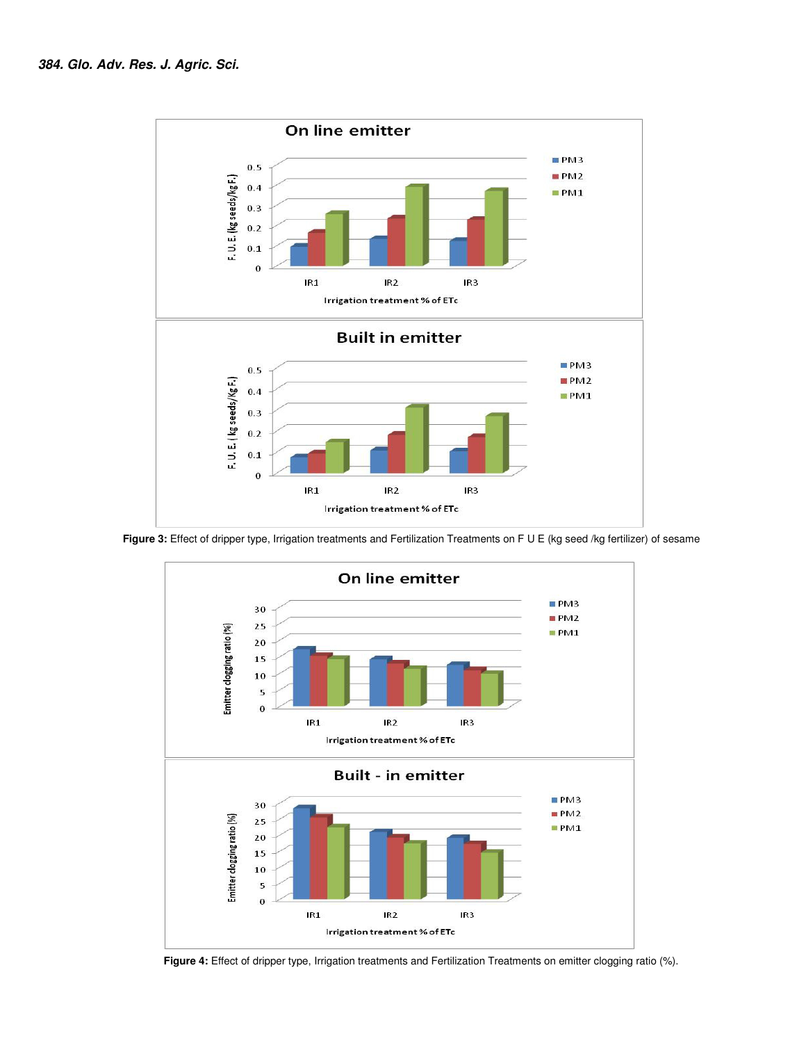Figure 3: Effect of dripper type, Irrigation treatments and Fertilization Treatments on F U E (kg seed /kg fertilizer) of sesame

Figure 4: Effect of dripper type, Irrigation treatments and Fertilization Treatments on emitter clogging ratio (%).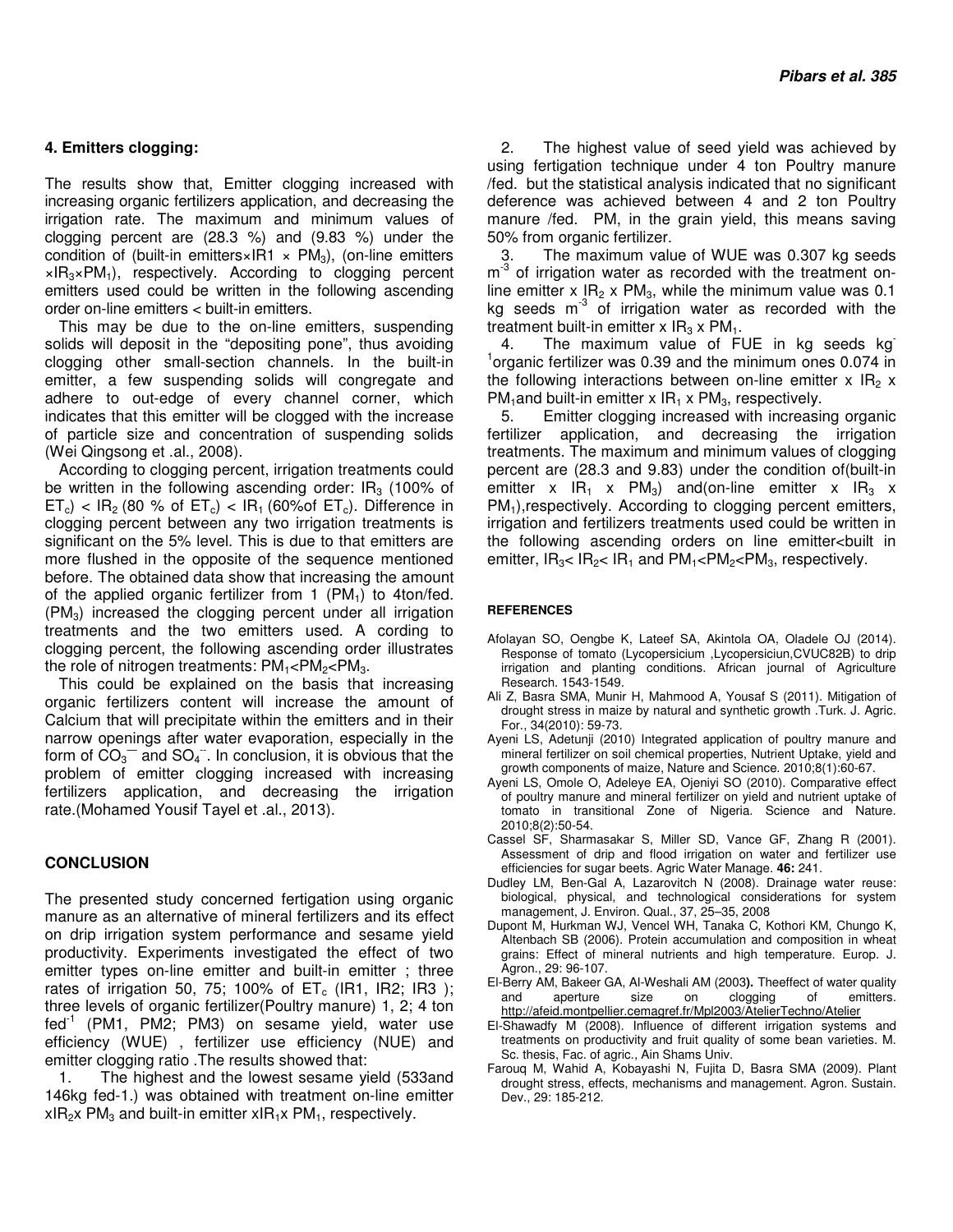### 4. Emitters clogging:

The results show that, Emitter clogging increased with increasing organic fertilizers application, and decreasing the irrigation rate. The maximum and minimum values of clogging percent are (28.3 %) and (9.83 %) under the condition of (built-in emitters×IR1 × $PM_3$), (on-line emitters ×$IR_3$×$PM_1$), respectively. According to clogging percent emitters used could be written in the following ascending order on-line emitters < built-in emitters.

This may be due to the on-line emitters, suspending solids will deposit in the "depositing pone", thus avoiding clogging other small-section channels. In the built-in emitter, a few suspending solids will congregate and adhere to out-edge of every channel corner, which indicates that this emitter will be clogged with the increase of particle size and concentration of suspending solids (Wei Qingsong et .al., 2008).

According to clogging percent, irrigation treatments could be written in the following ascending order: $IR_3$ (100% of $ET_c$) < $IR_2$ (80 % of $ET_c$) < $IR_1$ (60%of $ET_c$). Difference in clogging percent between any two irrigation treatments is significant on the 5% level. This is due to that emitters are more flushed in the opposite of the sequence mentioned before. The obtained data show that increasing the amount of the applied organic fertilizer from 1 ($PM_1$) to 4ton/fed. ($PM_3$) increased the clogging percent under all irrigation treatments and the two emitters used. A cording to clogging percent, the following ascending order illustrates the role of nitrogen treatments: $PM_1$<$PM_2$<$PM_3$.

This could be explained on the basis that increasing organic fertilizers content will increase the amount of Calcium that will precipitate within the emitters and in their narrow openings after water evaporation, especially in the form of $CO_3^{--}$ and $SO_4^{--}$. In conclusion, it is obvious that the problem of emitter clogging increased with increasing fertilizers application, and decreasing the irrigation rate.(Mohamed Yousif Tayel et .al., 2013).

## CONCLUSION

The presented study concerned fertigation using organic manure as an alternative of mineral fertilizers and its effect on drip irrigation system performance and sesame yield productivity. Experiments investigated the effect of two emitter types on-line emitter and built-in emitter ; three rates of irrigation 50, 75; 100% of $ET_c$ (IR1, IR2; IR3 ); three levels of organic fertilizer(Poultry manure) 1, 2; 4 ton $fed^{-1}$ (PM1, PM2; PM3) on sesame yield, water use efficiency (WUE) , fertilizer use efficiency (NUE) and emitter clogging ratio .The results showed that:

1. The highest and the lowest sesame yield (533and 146kg fed-1.) was obtained with treatment on-line emitter x$IR_2$x $PM_3$ and built-in emitter x$IR_1$x $PM_1$, respectively.
2. The highest value of seed yield was achieved by using fertigation technique under 4 ton Poultry manure /fed. but the statistical analysis indicated that no significant deference was achieved between 4 and 2 ton Poultry manure /fed. PM, in the grain yield, this means saving 50% from organic fertilizer.
3. The maximum value of WUE was 0.307 kg seeds $m^{-3}$ of irrigation water as recorded with the treatment on-line emitter x $IR_2$ x $PM_3$, while the minimum value was 0.1 kg seeds $m^{-3}$ of irrigation water as recorded with the treatment built-in emitter x $IR_3$ x $PM_1$.
4. The maximum value of FUE in kg seeds $kg^{-1}$organic fertilizer was 0.39 and the minimum ones 0.074 in the following interactions between on-line emitter x $IR_2$ x $PM_1$and built-in emitter x $IR_1$ x $PM_3$, respectively.
5. Emitter clogging increased with increasing organic fertilizer application, and decreasing the irrigation treatments. The maximum and minimum values of clogging percent are (28.3 and 9.83) under the condition of(built-in emitter x $IR_1$ x $PM_3$) and(on-line emitter x $IR_3$ x $PM_1$),respectively. According to clogging percent emitters, irrigation and fertilizers treatments used could be written in the following ascending orders on line emitter<built in emitter, $IR_3$< $IR_2$< $IR_1$ and $PM_1$<$PM_2$<$PM_3$, respectively.

## REFERENCES

Afolayan SO, Oengbe K, Lateef SA, Akintola OA, Oladele OJ (2014). Response of tomato (Lycopersicium ,Lycopersiciun,CVUC82B) to drip irrigation and planting conditions. African journal of Agriculture Research. 1543-1549.

Ali Z, Basra SMA, Munir H, Mahmood A, Yousaf S (2011). Mitigation of drought stress in maize by natural and synthetic growth .Turk. J. Agric. For., 34(2010): 59-73.

Ayeni LS, Adetunji (2010) Integrated application of poultry manure and mineral fertilizer on soil chemical properties, Nutrient Uptake, yield and growth components of maize, Nature and Science. 2010;8(1):60-67.

Ayeni LS, Omole O, Adeleye EA, Ojeniyi SO (2010). Comparative effect of poultry manure and mineral fertilizer on yield and nutrient uptake of tomato in transitional Zone of Nigeria. Science and Nature. 2010;8(2):50-54.

Cassel SF, Sharmasakar S, Miller SD, Vance GF, Zhang R (2001). Assessment of drip and flood irrigation on water and fertilizer use efficiencies for sugar beets. Agric Water Manage. **46:** 241.

Dudley LM, Ben-Gal A, Lazarovitch N (2008). Drainage water reuse: biological, physical, and technological considerations for system management, J. Environ. Qual., 37, 25–35, 2008

Dupont M, Hurkman WJ, Vencel WH, Tanaka C, Kothori KM, Chungo K, Altenbach SB (2006). Protein accumulation and composition in wheat grains: Effect of mineral nutrients and high temperature. Europ. J. Agron., 29: 96-107.

El-Berry AM, Bakeer GA, Al-Weshali AM (2003**).** Theeffect of water quality and aperture size on clogging of emitters. http://afeid.montpellier.cemagref.fr/Mpl2003/AtelierTechno/Atelier

El-Shawadfy M (2008). Influence of different irrigation systems and treatments on productivity and fruit quality of some bean varieties. M. Sc. thesis, Fac. of agric., Ain Shams Univ.

Farouq M, Wahid A, Kobayashi N, Fujita D, Basra SMA (2009). Plant drought stress, effects, mechanisms and management. Agron. Sustain. Dev., 29: 185-212.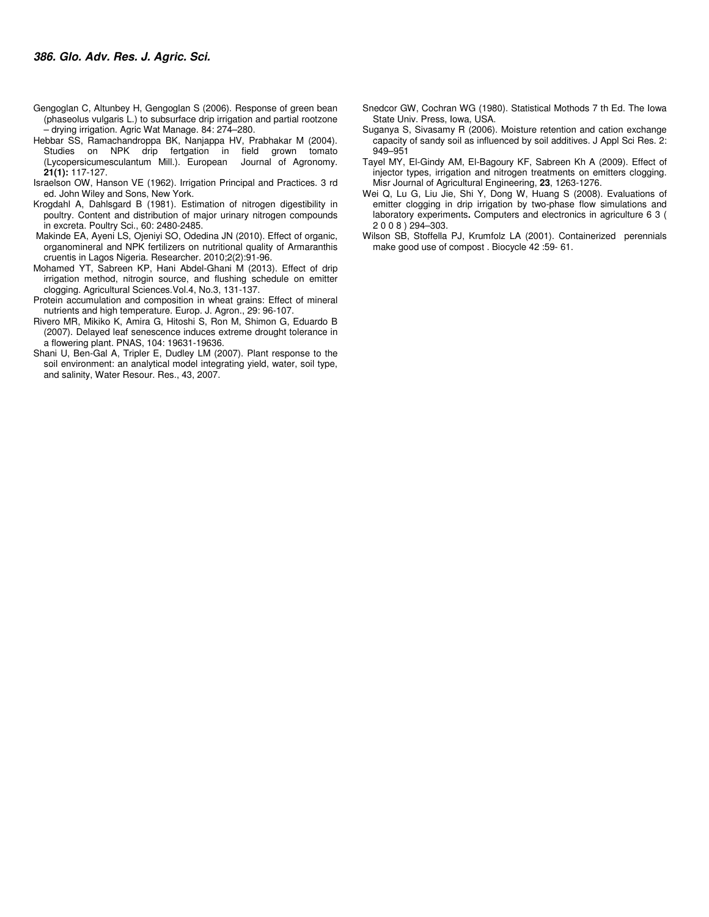Gengoglan C, Altunbey H, Gengoglan S (2006). Response of green bean (phaseolus vulgaris L.) to subsurface drip irrigation and partial rootzone – drying irrigation. Agric Wat Manage. 84: 274–280.

Hebbar SS, Ramachandroppa BK, Nanjappa HV, Prabhakar M (2004). Studies on NPK drip fertgation in field grown tomato (Lycopersicumesculantum Mill.). European Journal of Agronomy. **21(1):** 117-127.

Israelson OW, Hanson VE (1962). Irrigation Principal and Practices. 3 rd ed. John Wiley and Sons, New York.

Krogdahl A, Dahlsgard B (1981). Estimation of nitrogen digestibility in poultry. Content and distribution of major urinary nitrogen compounds in excreta. Poultry Sci., 60: 2480-2485.

Makinde EA, Ayeni LS, Ojeniyi SO, Odedina JN (2010). Effect of organic, organomineral and NPK fertilizers on nutritional quality of Armaranthis cruentis in Lagos Nigeria. Researcher. 2010;2(2):91-96.

Mohamed YT, Sabreen KP, Hani Abdel-Ghani M (2013). Effect of drip irrigation method, nitrogin source, and flushing schedule on emitter clogging. Agricultural Sciences.Vol.4, No.3, 131-137.

Protein accumulation and composition in wheat grains: Effect of mineral nutrients and high temperature. Europ. J. Agron., 29: 96-107.

Rivero MR, Mikiko K, Amira G, Hitoshi S, Ron M, Shimon G, Eduardo B (2007). Delayed leaf senescence induces extreme drought tolerance in a flowering plant. PNAS, 104: 19631-19636.

Shani U, Ben-Gal A, Tripler E, Dudley LM (2007). Plant response to the soil environment: an analytical model integrating yield, water, soil type, and salinity, Water Resour. Res., 43, 2007.

Snedcor GW, Cochran WG (1980). Statistical Mothods 7 th Ed. The Iowa State Univ. Press, Iowa, USA.

Suganya S, Sivasamy R (2006). Moisture retention and cation exchange capacity of sandy soil as influenced by soil additives. J Appl Sci Res. 2: 949–951

Tayel MY, El-Gindy AM, El-Bagoury KF, Sabreen Kh A (2009). Effect of injector types, irrigation and nitrogen treatments on emitters clogging. Misr Journal of Agricultural Engineering, **23**, 1263-1276.

Wei Q, Lu G, Liu Jie, Shi Y, Dong W, Huang S (2008). Evaluations of emitter clogging in drip irrigation by two-phase flow simulations and laboratory experiments**.** Computers and electronics in agriculture 6 3 ( 2 0 0 8 ) 294–303.

Wilson SB, Stoffella PJ, Krumfolz LA (2001). Containerized perennials make good use of compost . Biocycle 42 :59- 61.